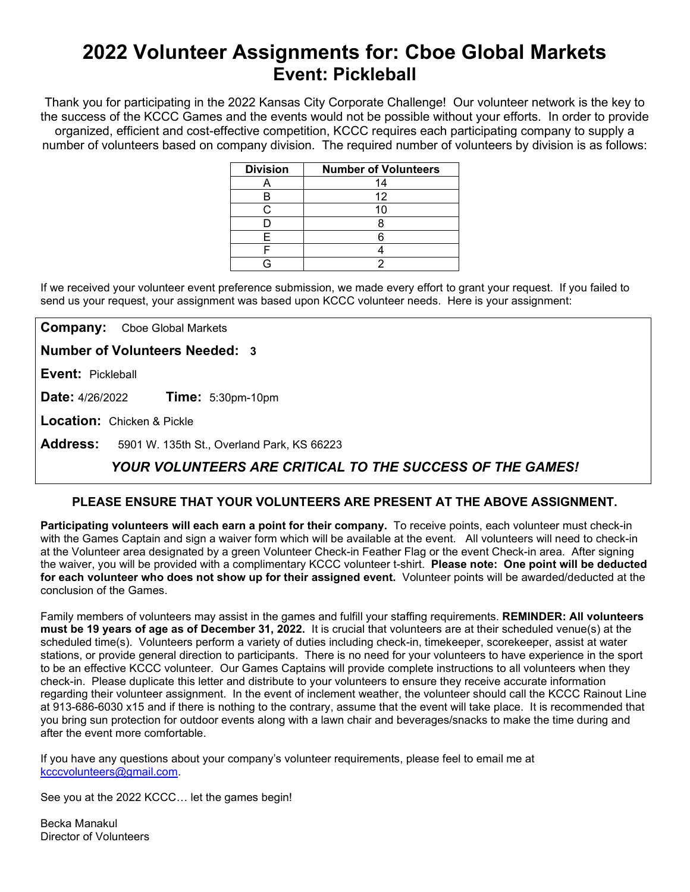# 2022 Volunteer Assignments for: Cboe Global Markets
## Event: Pickleball

Thank you for participating in the 2022 Kansas City Corporate Challenge! Our volunteer network is the key to the success of the KCCC Games and the events would not be possible without your efforts. In order to provide organized, efficient and cost-effective competition, KCCC requires each participating company to supply a number of volunteers based on company division. The required number of volunteers by division is as follows:

| Division | Number of Volunteers |
|---|---|
| A | 14 |
| B | 12 |
| C | 10 |
| D | 8 |
| E | 6 |
| F | 4 |
| G | 2 |

If we received your volunteer event preference submission, we made every effort to grant your request. If you failed to send us your request, your assignment was based upon KCCC volunteer needs. Here is your assignment:

**Company:** Cboe Global Markets

**Number of Volunteers Needed:** **3**

**Event:** Pickleball

**Date:** 4/26/2022 **Time:** 5:30pm-10pm

**Location:** Chicken & Pickle

**Address:** 5901 W. 135th St., Overland Park, KS 66223

***YOUR VOLUNTEERS ARE CRITICAL TO THE SUCCESS OF THE GAMES!***

**PLEASE ENSURE THAT YOUR VOLUNTEERS ARE PRESENT AT THE ABOVE ASSIGNMENT.**

**Participating volunteers will each earn a point for their company.** To receive points, each volunteer must check-in with the Games Captain and sign a waiver form which will be available at the event. All volunteers will need to check-in at the Volunteer area designated by a green Volunteer Check-in Feather Flag or the event Check-in area. After signing the waiver, you will be provided with a complimentary KCCC volunteer t-shirt. **Please note: One point will be deducted for each volunteer who does not show up for their assigned event.** Volunteer points will be awarded/deducted at the conclusion of the Games.

Family members of volunteers may assist in the games and fulfill your staffing requirements. **REMINDER: All volunteers must be 19 years of age as of December 31, 2022.** It is crucial that volunteers are at their scheduled venue(s) at the scheduled time(s). Volunteers perform a variety of duties including check-in, timekeeper, scorekeeper, assist at water stations, or provide general direction to participants. There is no need for your volunteers to have experience in the sport to be an effective KCCC volunteer. Our Games Captains will provide complete instructions to all volunteers when they check-in. Please duplicate this letter and distribute to your volunteers to ensure they receive accurate information regarding their volunteer assignment. In the event of inclement weather, the volunteer should call the KCCC Rainout Line at 913-686-6030 x15 and if there is nothing to the contrary, assume that the event will take place. It is recommended that you bring sun protection for outdoor events along with a lawn chair and beverages/snacks to make the time during and after the event more comfortable.

If you have any questions about your company's volunteer requirements, please feel to email me at kcccvolunteers@gmail.com.

See you at the 2022 KCCC… let the games begin!

Becka Manakul
Director of Volunteers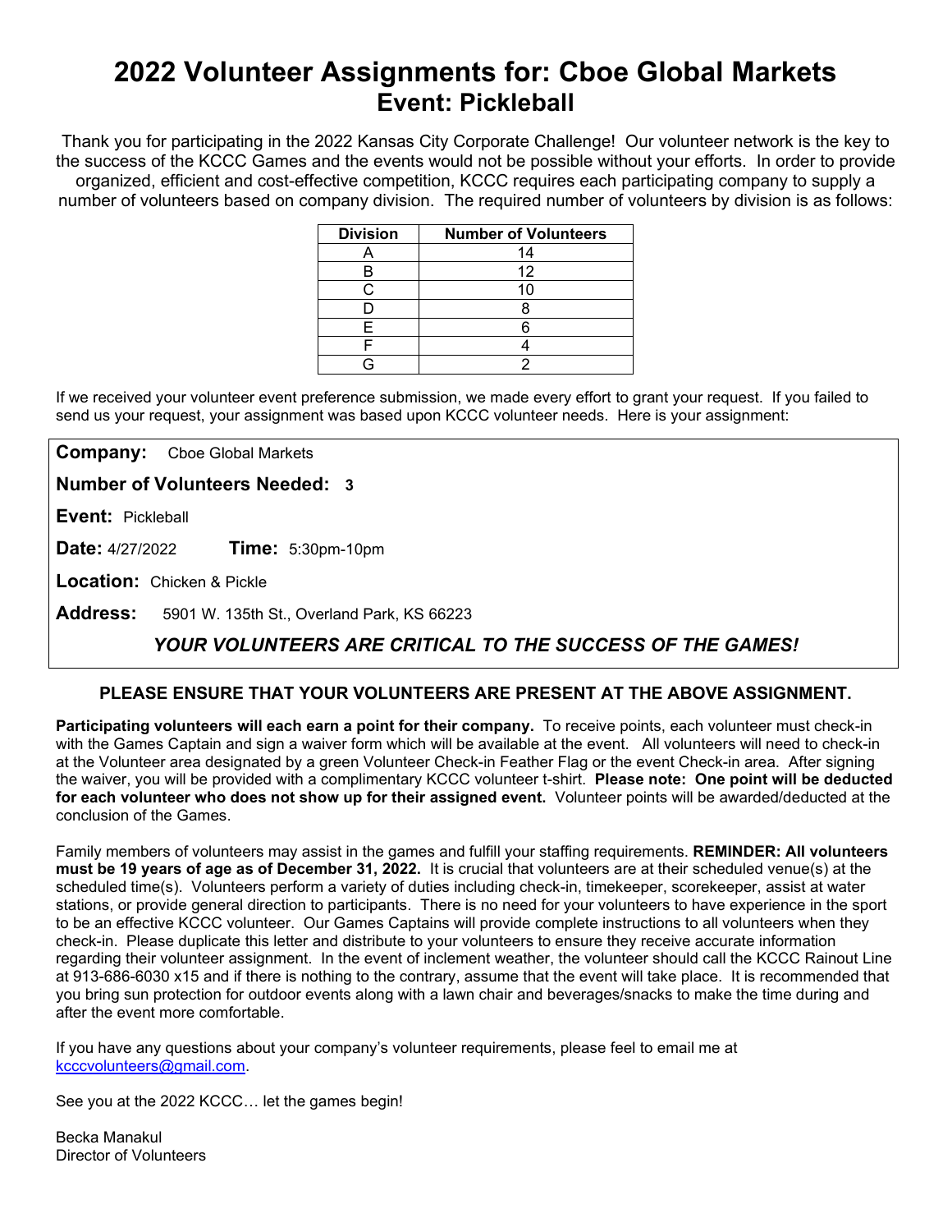# 2022 Volunteer Assignments for: Cboe Global Markets
## Event: Pickleball

Thank you for participating in the 2022 Kansas City Corporate Challenge! Our volunteer network is the key to the success of the KCCC Games and the events would not be possible without your efforts. In order to provide organized, efficient and cost-effective competition, KCCC requires each participating company to supply a number of volunteers based on company division. The required number of volunteers by division is as follows:

| Division | Number of Volunteers |
|---|---|
| A | 14 |
| B | 12 |
| C | 10 |
| D | 8 |
| E | 6 |
| F | 4 |
| G | 2 |

If we received your volunteer event preference submission, we made every effort to grant your request. If you failed to send us your request, your assignment was based upon KCCC volunteer needs. Here is your assignment:

**Company:** Cboe Global Markets

**Number of Volunteers Needed:** 3

**Event:** Pickleball

**Date:** 4/27/2022 **Time:** 5:30pm-10pm

**Location:** Chicken & Pickle

**Address:** 5901 W. 135th St., Overland Park, KS 66223

***YOUR VOLUNTEERS ARE CRITICAL TO THE SUCCESS OF THE GAMES!***

**PLEASE ENSURE THAT YOUR VOLUNTEERS ARE PRESENT AT THE ABOVE ASSIGNMENT.**

**Participating volunteers will each earn a point for their company.** To receive points, each volunteer must check-in with the Games Captain and sign a waiver form which will be available at the event. All volunteers will need to check-in at the Volunteer area designated by a green Volunteer Check-in Feather Flag or the event Check-in area. After signing the waiver, you will be provided with a complimentary KCCC volunteer t-shirt. **Please note: One point will be deducted for each volunteer who does not show up for their assigned event.** Volunteer points will be awarded/deducted at the conclusion of the Games.

Family members of volunteers may assist in the games and fulfill your staffing requirements. **REMINDER: All volunteers must be 19 years of age as of December 31, 2022.** It is crucial that volunteers are at their scheduled venue(s) at the scheduled time(s). Volunteers perform a variety of duties including check-in, timekeeper, scorekeeper, assist at water stations, or provide general direction to participants. There is no need for your volunteers to have experience in the sport to be an effective KCCC volunteer. Our Games Captains will provide complete instructions to all volunteers when they check-in. Please duplicate this letter and distribute to your volunteers to ensure they receive accurate information regarding their volunteer assignment. In the event of inclement weather, the volunteer should call the KCCC Rainout Line at 913-686-6030 x15 and if there is nothing to the contrary, assume that the event will take place. It is recommended that you bring sun protection for outdoor events along with a lawn chair and beverages/snacks to make the time during and after the event more comfortable.

If you have any questions about your company's volunteer requirements, please feel to email me at kcccvolunteers@gmail.com.

See you at the 2022 KCCC… let the games begin!

Becka Manakul
Director of Volunteers